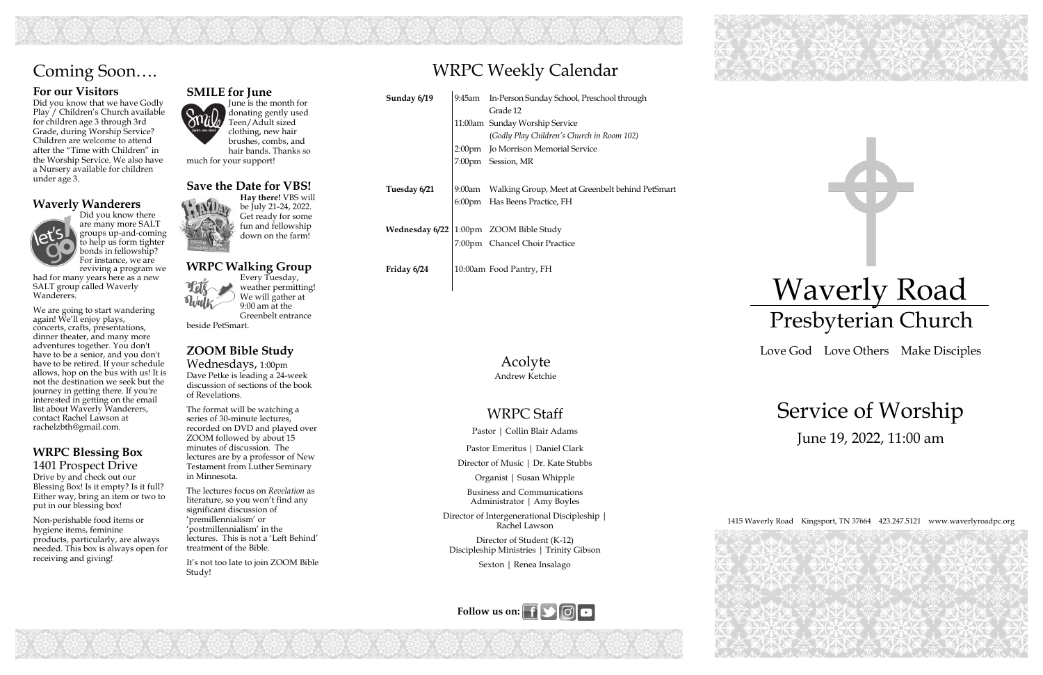# Coming Soon….

### For our Visitors

Did you know that we have Godly Play / Children's Church available for children age 3 through 3rd Grade, during Worship Service? Children are welcome to attend after the "Time with Children" in the Worship Service. We also have a Nursery available for children under age 3.

### Waverly Wanderers

Did you know there are many more SALT groups up-and-coming to help us form tighter bonds in fellowship? For instance, we are reviving a program we had for many years here as a new SALT group called Waverly Wanderers.

We are going to start wandering again! We'll enjoy plays, concerts, crafts, presentations, dinner theater, and many more adventures together. You don't have to be a senior, and you don't have to be retired. If your schedule allows, hop on the bus with us! It is not the destination we seek but the journey in getting there. If you're interested in getting on the email list about Waverly Wanderers, contact Rachel Lawson at rachelzbth@gmail.com.

### WRPC Blessing Box

1401 Prospect Drive

Drive by and check out our Blessing Box! Is it empty? Is it full? Either way, bring an item or two to put in our blessing box!

Non-perishable food items or hygiene items, feminine products, particularly, are always needed. This box is always open for receiving and giving!

### SMILE for June

June is the month for donating gently used Teen/Adult sized clothing, new hair brushes, combs, and hair bands. Thanks so much for your support!

### Save the Date for VBS!

**Hay there!** VBS will be July 21-24, 2022. Get ready for some fun and fellowship down on the farm!

### WRPC Walking Group

Every Tuesday, weather permitting! We will gather at 9:00 am at the Greenbelt entrance beside PetSmart.

### ZOOM Bible Study

Wednesdays, 1:00pm

Dave Petke is leading a 24-week discussion of sections of the book of Revelations.

The format will be watching a series of 30-minute lectures, recorded on DVD and played over ZOOM followed by about 15 minutes of discussion. The lectures are by a professor of New Testament from Luther Seminary in Minnesota.

The lectures focus on *Revelation* as literature, so you won't find any significant discussion of 'premillennialism' or 'postmillennialism' in the lectures. This is not a 'Left Behind' treatment of the Bible.

It's not too late to join ZOOM Bible Study!

# WRPC Weekly Calendar

| | | |
|---|---|---|
| **Sunday 6/19** | 9:45am | In-Person Sunday School, Preschool through Grade 12 |
| | 11:00am | Sunday Worship Service (*Godly Play Children's Church in Room 102*) |
| | 2:00pm | Jo Morrison Memorial Service |
| | 7:00pm | Session, MR |
| **Tuesday 6/21** | 9:00am | Walking Group, Meet at Greenbelt behind PetSmart |
| | 6:00pm | Has Beens Practice, FH |
| **Wednesday 6/22** | 1:00pm | ZOOM Bible Study |
| | 7:00pm | Chancel Choir Practice |
| **Friday 6/24** | 10:00am | Food Pantry, FH |

## Acolyte

Andrew Ketchie

## WRPC Staff

Pastor | Collin Blair Adams

Pastor Emeritus | Daniel Clark

Director of Music | Dr. Kate Stubbs

Organist | Susan Whipple

Business and Communications Administrator | Amy Boyles

Director of Intergenerational Discipleship | Rachel Lawson

Director of Student (K-12) Discipleship Ministries | Trinity Gibson

Sexton | Renea Insalago

**Follow us on:**

# Waverly Road Presbyterian Church

Love God  Love Others  Make Disciples

# Service of Worship

June 19, 2022, 11:00 am

1415 Waverly Road  Kingsport, TN 37664  423.247.5121  www.waverlyroadpc.org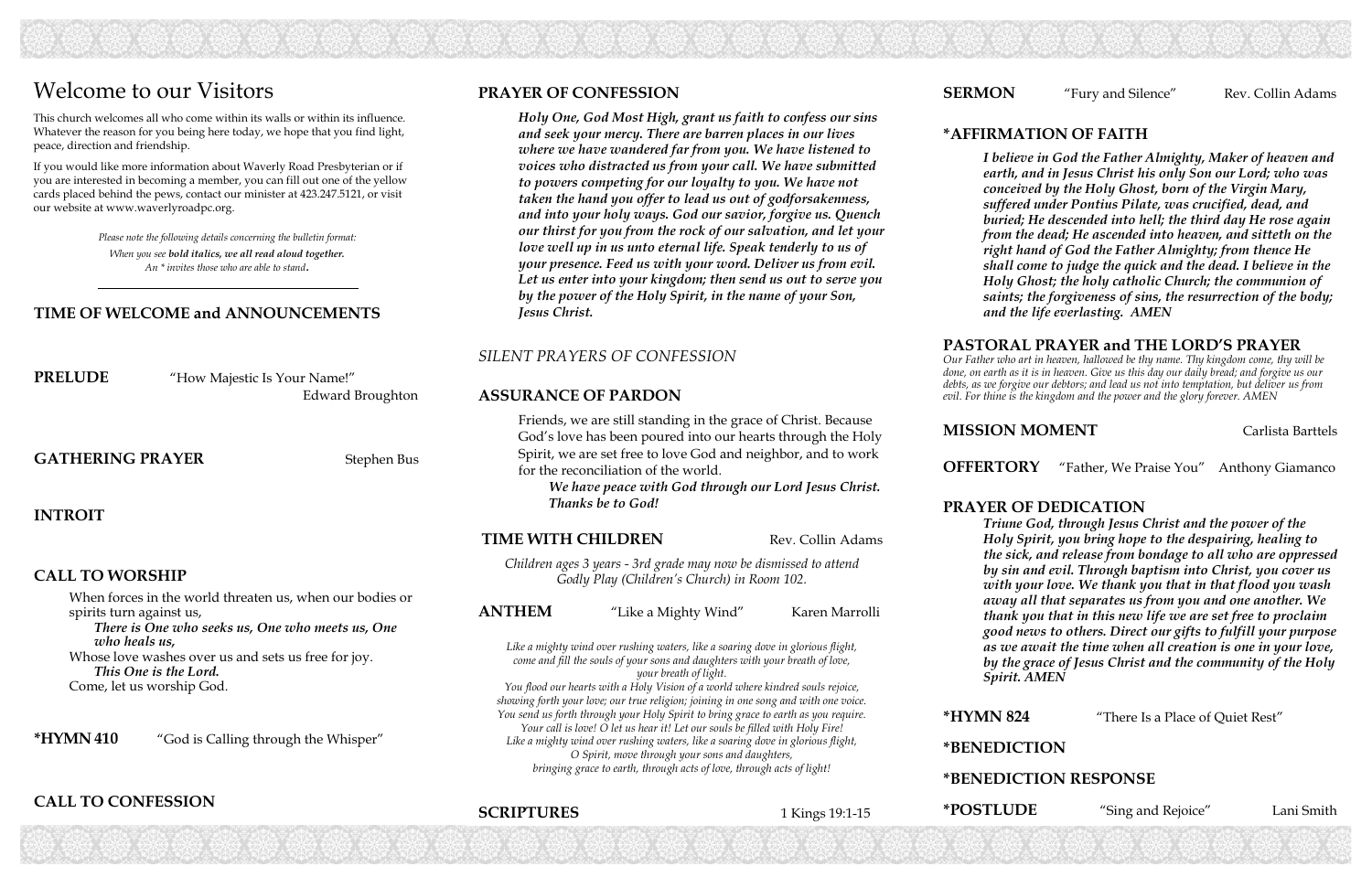# Welcome to our Visitors

This church welcomes all who come within its walls or within its influence. Whatever the reason for you being here today, we hope that you find light, peace, direction and friendship.

If you would like more information about Waverly Road Presbyterian or if you are interested in becoming a member, you can fill out one of the yellow cards placed behind the pews, contact our minister at 423.247.5121, or visit our website at www.waverlyroadpc.org.

*Please note the following details concerning the bulletin format:*
*When you see* ***bold italics, we all read aloud together.***
*An * invites those who are able to stand.*

---

## TIME OF WELCOME and ANNOUNCEMENTS

**PRELUDE** "How Majestic Is Your Name!" Edward Broughton

**GATHERING PRAYER** Stephen Bus

**INTROIT**

**CALL TO WORSHIP**

When forces in the world threaten us, when our bodies or spirits turn against us,
***There is One who seeks us, One who meets us, One who heals us,***
Whose love washes over us and sets us free for joy.
***This One is the Lord.***
Come, let us worship God.

***HYMN 410** "God is Calling through the Whisper"

**CALL TO CONFESSION**

**PRAYER OF CONFESSION**

***Holy One, God Most High, grant us faith to confess our sins and seek your mercy. There are barren places in our lives where we have wandered far from you. We have listened to voices who distracted us from your call. We have submitted to powers competing for our loyalty to you. We have not taken the hand you offer to lead us out of godforsakenness, and into your holy ways. God our savior, forgive us. Quench our thirst for you from the rock of our salvation, and let your love well up in us unto eternal life. Speak tenderly to us of your presence. Feed us with your word. Deliver us from evil. Let us enter into your kingdom; then send us out to serve you by the power of the Holy Spirit, in the name of your Son, Jesus Christ.***

*SILENT PRAYERS OF CONFESSION*

**ASSURANCE OF PARDON**

Friends, we are still standing in the grace of Christ. Because God's love has been poured into our hearts through the Holy Spirit, we are set free to love God and neighbor, and to work for the reconciliation of the world.
***We have peace with God through our Lord Jesus Christ. Thanks be to God!***

**TIME WITH CHILDREN** Rev. Collin Adams

*Children ages 3 years - 3rd grade may now be dismissed to attend Godly Play (Children's Church) in Room 102.*

**ANTHEM** "Like a Mighty Wind" Karen Marrolli

*Like a mighty wind over rushing waters, like a soaring dove in glorious flight,*
*come and fill the souls of your sons and daughters with your breath of love, your breath of light.*
*You flood our hearts with a Holy Vision of a world where kindred souls rejoice,*
*showing forth your love; our true religion; joining in one song and with one voice.*
*You send us forth through your Holy Spirit to bring grace to earth as you require.*
*Your call is love! O let us hear it! Let our souls be filled with Holy Fire!*
*Like a mighty wind over rushing waters, like a soaring dove in glorious flight,*
*O Spirit, move through your sons and daughters,*
*bringing grace to earth, through acts of love, through acts of light!*

**SCRIPTURES** 1 Kings 19:1-15

**SERMON** "Fury and Silence" Rev. Collin Adams

***AFFIRMATION OF FAITH**

***I believe in God the Father Almighty, Maker of heaven and earth, and in Jesus Christ his only Son our Lord; who was conceived by the Holy Ghost, born of the Virgin Mary, suffered under Pontius Pilate, was crucified, dead, and buried; He descended into hell; the third day He rose again from the dead; He ascended into heaven, and sitteth on the right hand of God the Father Almighty; from thence He shall come to judge the quick and the dead. I believe in the Holy Ghost; the holy catholic Church; the communion of saints; the forgiveness of sins, the resurrection of the body; and the life everlasting. AMEN***

**PASTORAL PRAYER and THE LORD'S PRAYER**

*Our Father who art in heaven, hallowed be thy name. Thy kingdom come, thy will be done, on earth as it is in heaven. Give us this day our daily bread; and forgive us our debts, as we forgive our debtors; and lead us not into temptation, but deliver us from evil. For thine is the kingdom and the power and the glory forever. AMEN*

**MISSION MOMENT** Carlista Barttels

**OFFERTORY** "Father, We Praise You" Anthony Giamanco

**PRAYER OF DEDICATION**

***Triune God, through Jesus Christ and the power of the Holy Spirit, you bring hope to the despairing, healing to the sick, and release from bondage to all who are oppressed by sin and evil. Through baptism into Christ, you cover us with your love. We thank you that in that flood you wash away all that separates us from you and one another. We thank you that in this new life we are set free to proclaim good news to others. Direct our gifts to fulfill your purpose as we await the time when all creation is one in your love, by the grace of Jesus Christ and the community of the Holy Spirit. AMEN***

***HYMN 824** "There Is a Place of Quiet Rest"

***BENEDICTION**

***BENEDICTION RESPONSE**

***POSTLUDE** "Sing and Rejoice" Lani Smith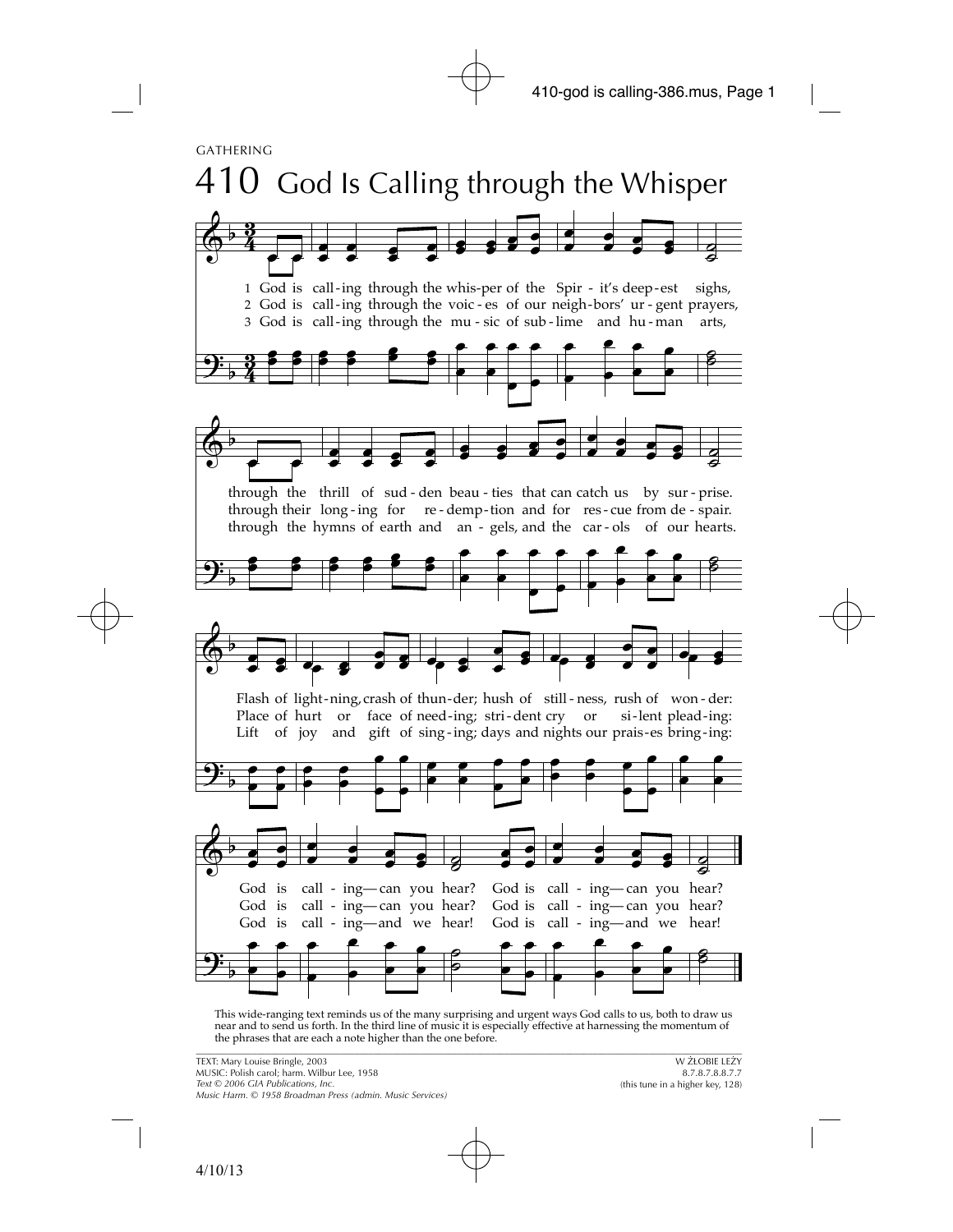GATHERING

# 410 God Is Calling through the Whisper

1 God is call-ing through the whis-per of the Spir - it's deep-est sighs, through the thrill of sud - den beau - ties that can catch us by sur - prise. Flash of light-ning, crash of thun-der; hush of still - ness, rush of won - der: God is call - ing—can you hear? God is call - ing—can you hear?

2 God is call-ing through the voic - es of our neigh-bors' ur - gent prayers, through their long - ing for re - demp - tion and for res - cue from de - spair. Place of hurt or face of need-ing; stri - dent cry or si - lent plead - ing: God is call - ing—can you hear? God is call - ing—can you hear?

3 God is call-ing through the mu - sic of sub - lime and hu - man arts, through the hymns of earth and an - gels, and the car - ols of our hearts. Lift of joy and gift of sing - ing; days and nights our prais - es bring - ing: God is call - ing—and we hear! God is call - ing—and we hear!

This wide-ranging text reminds us of the many surprising and urgent ways God calls to us, both to draw us near and to send us forth. In the third line of music it is especially effective at harnessing the momentum of the phrases that are each a note higher than the one before.

TEXT: Mary Louise Bringle, 2003
MUSIC: Polish carol; harm. Wilbur Lee, 1958
*Text © 2006 GIA Publications, Inc.*
*Music Harm. © 1958 Broadman Press (admin. Music Services)*

W ŻŁOBIE LEŻY
8.7.8.7.8.8.7.7
(this tune in a higher key, 128)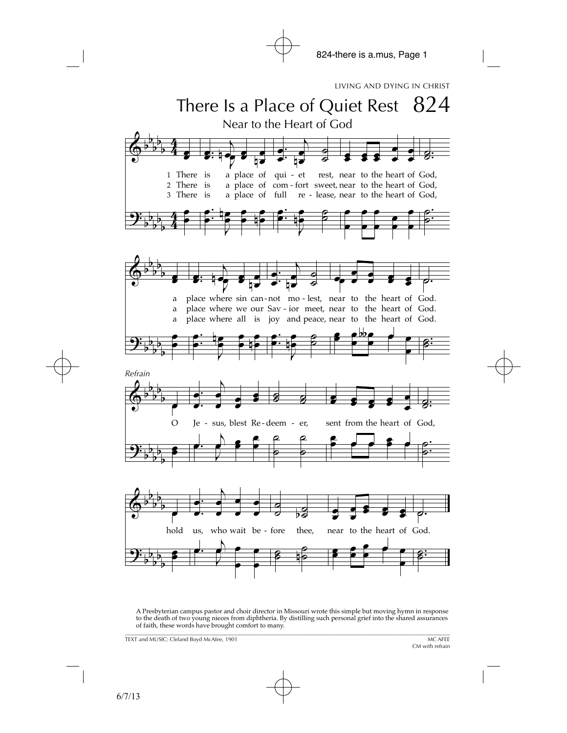LIVING AND DYING IN CHRIST

# There Is a Place of Quiet Rest 824

## Near to the Heart of God

1 There is a place of qui - et rest, near to the heart of God,
2 There is a place of com - fort sweet, near to the heart of God,
3 There is a place of full re - lease, near to the heart of God,

a place where sin can - not mo - lest, near to the heart of God.
a place where we our Sav - ior meet, near to the heart of God.
a place where all is joy and peace, near to the heart of God.

*Refrain*

O Je - sus, blest Re - deem - er, sent from the heart of God,
hold us, who wait be - fore thee, near to the heart of God.

A Presbyterian campus pastor and choir director in Missouri wrote this simple but moving hymn in response to the death of two young nieces from diphtheria. By distilling such personal grief into the shared assurances of faith, these words have brought comfort to many.

TEXT and MUSIC: Cleland Boyd McAfee, 1901

MC AFEE
CM with refrain